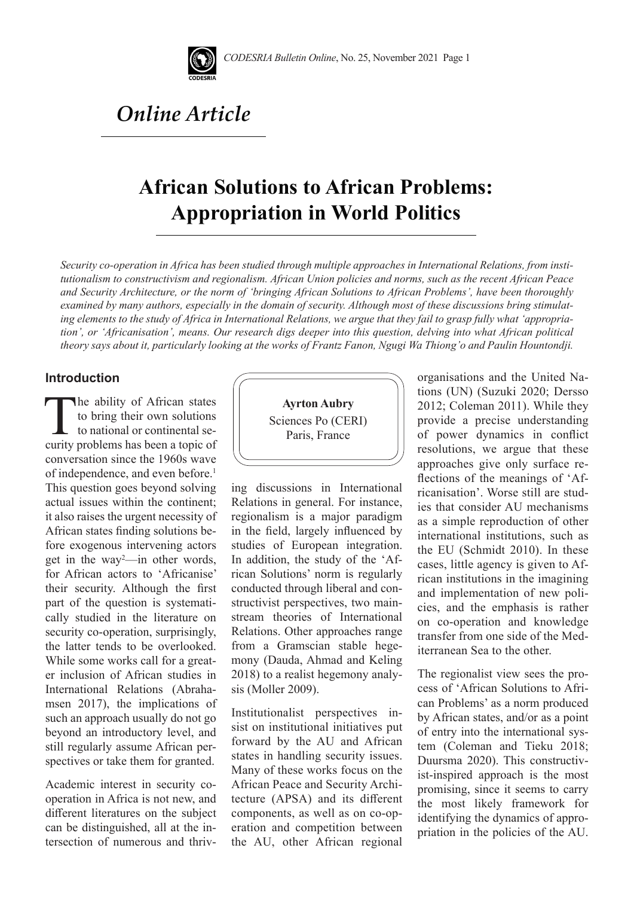# *Online Article*

# African Solutions to African Problems: Appropriation in World Politics

*Security co-operation in Africa has been studied through multiple approaches in International Relations, from institutionalism to constructivism and regionalism. African Union policies and norms, such as the recent African Peace and Security Architecture, or the norm of 'bringing African Solutions to African Problems', have been thoroughly examined by many authors, especially in the domain of security. Although most of these discussions bring stimulating elements to the study of Africa in International Relations, we argue that they fail to grasp fully what 'appropriation', or 'Africanisation', means. Our research digs deeper into this question, delving into what African political theory says about it, particularly looking at the works of Frantz Fanon, Ngugi Wa Thiong'o and Paulin Hountondji.*

**Ayrton Aubry**
Sciences Po (CERI)
Paris, France

## Introduction

The ability of African states to bring their own solutions to national or continental security problems has been a topic of conversation since the 1960s wave of independence, and even before.[1] This question goes beyond solving actual issues within the continent; it also raises the urgent necessity of African states finding solutions before exogenous intervening actors get in the way[2]—in other words, for African actors to 'Africanise' their security. Although the first part of the question is systematically studied in the literature on security co-operation, surprisingly, the latter tends to be overlooked. While some works call for a greater inclusion of African studies in International Relations (Abrahamsen 2017), the implications of such an approach usually do not go beyond an introductory level, and still regularly assume African perspectives or take them for granted.

Academic interest in security co-operation in Africa is not new, and different literatures on the subject can be distinguished, all at the intersection of numerous and thriving discussions in International Relations in general. For instance, regionalism is a major paradigm in the field, largely influenced by studies of European integration. In addition, the study of the 'African Solutions' norm is regularly conducted through liberal and constructivist perspectives, two mainstream theories of International Relations. Other approaches range from a Gramscian stable hegemony (Dauda, Ahmad and Keling 2018) to a realist hegemony analysis (Moller 2009).

Institutionalist perspectives insist on institutional initiatives put forward by the AU and African states in handling security issues. Many of these works focus on the African Peace and Security Architecture (APSA) and its different components, as well as on co-operation and competition between the AU, other African regional organisations and the United Nations (UN) (Suzuki 2020; Dersso 2012; Coleman 2011). While they provide a precise understanding of power dynamics in conflict resolutions, we argue that these approaches give only surface reflections of the meanings of 'Africanisation'. Worse still are studies that consider AU mechanisms as a simple reproduction of other international institutions, such as the EU (Schmidt 2010). In these cases, little agency is given to African institutions in the imagining and implementation of new policies, and the emphasis is rather on co-operation and knowledge transfer from one side of the Mediterranean Sea to the other.

The regionalist view sees the process of 'African Solutions to African Problems' as a norm produced by African states, and/or as a point of entry into the international system (Coleman and Tieku 2018; Duursma 2020). This constructivist-inspired approach is the most promising, since it seems to carry the most likely framework for identifying the dynamics of appropriation in the policies of the AU.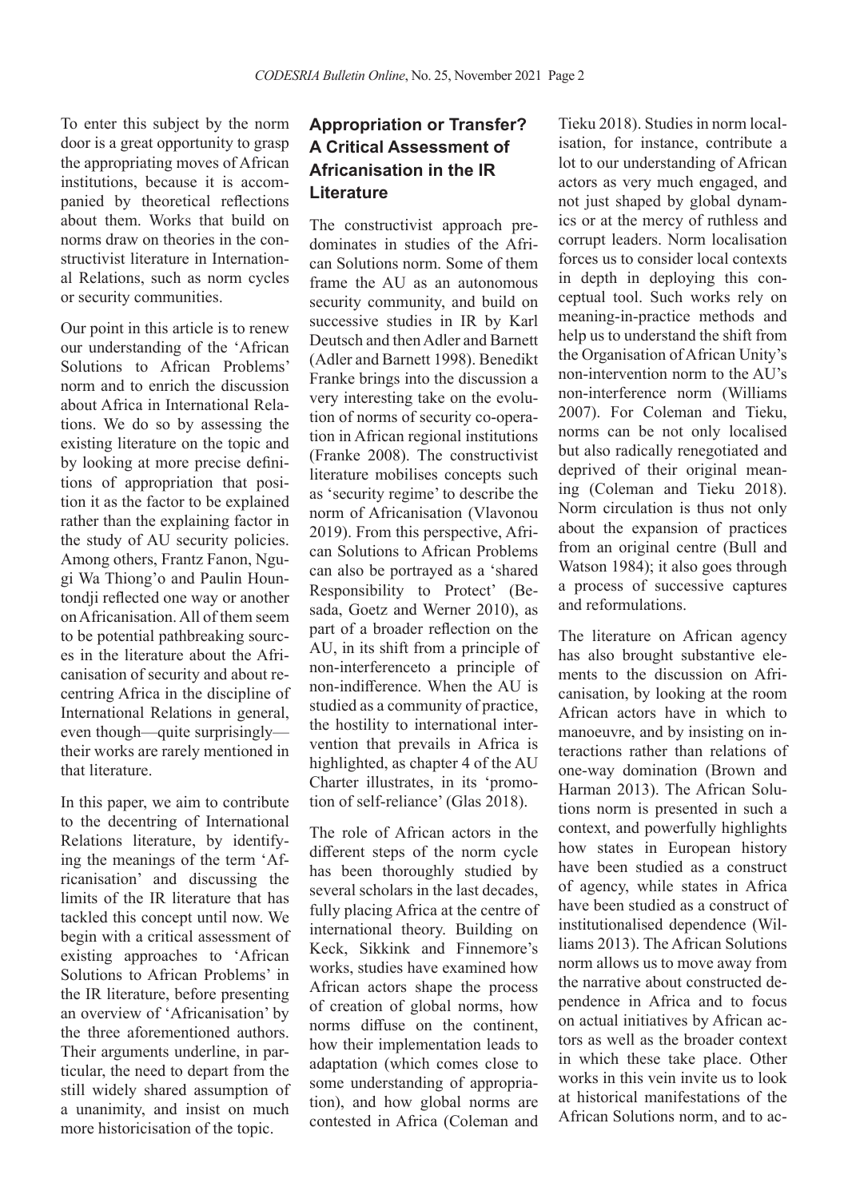To enter this subject by the norm door is a great opportunity to grasp the appropriating moves of African institutions, because it is accompanied by theoretical reflections about them. Works that build on norms draw on theories in the constructivist literature in International Relations, such as norm cycles or security communities.

Our point in this article is to renew our understanding of the 'African Solutions to African Problems' norm and to enrich the discussion about Africa in International Relations. We do so by assessing the existing literature on the topic and by looking at more precise definitions of appropriation that position it as the factor to be explained rather than the explaining factor in the study of AU security policies. Among others, Frantz Fanon, Ngugi Wa Thiong'o and Paulin Hountondji reflected one way or another on Africanisation. All of them seem to be potential pathbreaking sources in the literature about the Africanisation of security and about recentring Africa in the discipline of International Relations in general, even though—quite surprisingly—their works are rarely mentioned in that literature.

In this paper, we aim to contribute to the decentring of International Relations literature, by identifying the meanings of the term 'Africanisation' and discussing the limits of the IR literature that has tackled this concept until now. We begin with a critical assessment of existing approaches to 'African Solutions to African Problems' in the IR literature, before presenting an overview of 'Africanisation' by the three aforementioned authors. Their arguments underline, in particular, the need to depart from the still widely shared assumption of a unanimity, and insist on much more historicisation of the topic.

## Appropriation or Transfer? A Critical Assessment of Africanisation in the IR Literature

The constructivist approach predominates in studies of the African Solutions norm. Some of them frame the AU as an autonomous security community, and build on successive studies in IR by Karl Deutsch and then Adler and Barnett (Adler and Barnett 1998). Benedikt Franke brings into the discussion a very interesting take on the evolution of norms of security co-operation in African regional institutions (Franke 2008). The constructivist literature mobilises concepts such as 'security regime' to describe the norm of Africanisation (Vlavonou 2019). From this perspective, African Solutions to African Problems can also be portrayed as a 'shared Responsibility to Protect' (Besada, Goetz and Werner 2010), as part of a broader reflection on the AU, in its shift from a principle of non-interferenceto a principle of non-indifference. When the AU is studied as a community of practice, the hostility to international intervention that prevails in Africa is highlighted, as chapter 4 of the AU Charter illustrates, in its 'promotion of self-reliance' (Glas 2018).

The role of African actors in the different steps of the norm cycle has been thoroughly studied by several scholars in the last decades, fully placing Africa at the centre of international theory. Building on Keck, Sikkink and Finnemore's works, studies have examined how African actors shape the process of creation of global norms, how norms diffuse on the continent, how their implementation leads to adaptation (which comes close to some understanding of appropriation), and how global norms are contested in Africa (Coleman and Tieku 2018). Studies in norm localisation, for instance, contribute a lot to our understanding of African actors as very much engaged, and not just shaped by global dynamics or at the mercy of ruthless and corrupt leaders. Norm localisation forces us to consider local contexts in depth in deploying this conceptual tool. Such works rely on meaning-in-practice methods and help us to understand the shift from the Organisation of African Unity's non-intervention norm to the AU's non-interference norm (Williams 2007). For Coleman and Tieku, norms can be not only localised but also radically renegotiated and deprived of their original meaning (Coleman and Tieku 2018). Norm circulation is thus not only about the expansion of practices from an original centre (Bull and Watson 1984); it also goes through a process of successive captures and reformulations.

The literature on African agency has also brought substantive elements to the discussion on Africanisation, by looking at the room African actors have in which to manoeuvre, and by insisting on interactions rather than relations of one-way domination (Brown and Harman 2013). The African Solutions norm is presented in such a context, and powerfully highlights how states in European history have been studied as a construct of agency, while states in Africa have been studied as a construct of institutionalised dependence (Williams 2013). The African Solutions norm allows us to move away from the narrative about constructed dependence in Africa and to focus on actual initiatives by African actors as well as the broader context in which these take place. Other works in this vein invite us to look at historical manifestations of the African Solutions norm, and to ac-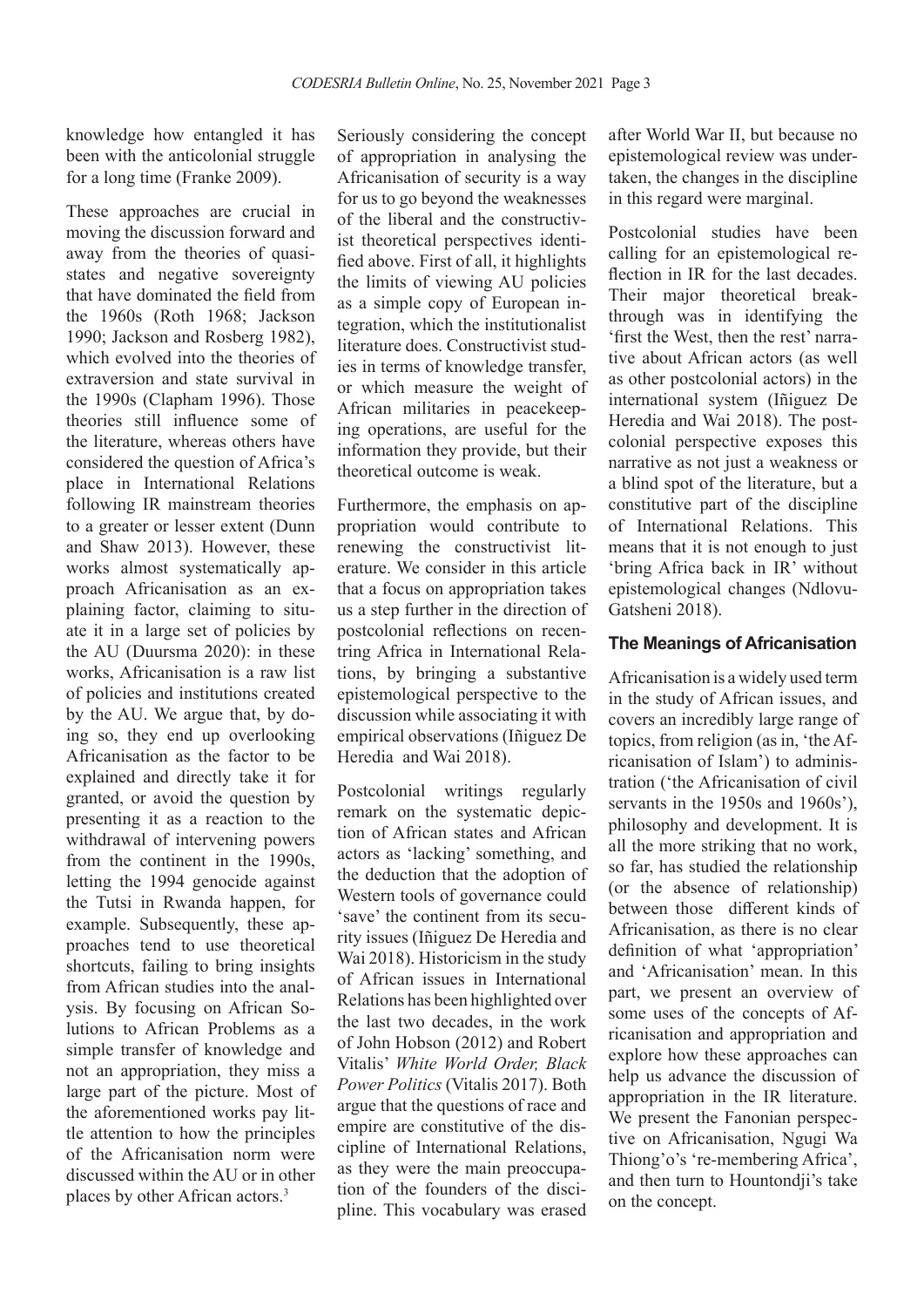knowledge how entangled it has been with the anticolonial struggle for a long time (Franke 2009).

These approaches are crucial in moving the discussion forward and away from the theories of quasi-states and negative sovereignty that have dominated the field from the 1960s (Roth 1968; Jackson 1990; Jackson and Rosberg 1982), which evolved into the theories of extraversion and state survival in the 1990s (Clapham 1996). Those theories still influence some of the literature, whereas others have considered the question of Africa's place in International Relations following IR mainstream theories to a greater or lesser extent (Dunn and Shaw 2013). However, these works almost systematically approach Africanisation as an explaining factor, claiming to situate it in a large set of policies by the AU (Duursma 2020): in these works, Africanisation is a raw list of policies and institutions created by the AU. We argue that, by doing so, they end up overlooking Africanisation as the factor to be explained and directly take it for granted, or avoid the question by presenting it as a reaction to the withdrawal of intervening powers from the continent in the 1990s, letting the 1994 genocide against the Tutsi in Rwanda happen, for example. Subsequently, these approaches tend to use theoretical shortcuts, failing to bring insights from African studies into the analysis. By focusing on African Solutions to African Problems as a simple transfer of knowledge and not an appropriation, they miss a large part of the picture. Most of the aforementioned works pay little attention to how the principles of the Africanisation norm were discussed within the AU or in other places by other African actors.[3]

Seriously considering the concept of appropriation in analysing the Africanisation of security is a way for us to go beyond the weaknesses of the liberal and the constructivist theoretical perspectives identified above. First of all, it highlights the limits of viewing AU policies as a simple copy of European integration, which the institutionalist literature does. Constructivist studies in terms of knowledge transfer, or which measure the weight of African militaries in peacekeeping operations, are useful for the information they provide, but their theoretical outcome is weak.

Furthermore, the emphasis on appropriation would contribute to renewing the constructivist literature. We consider in this article that a focus on appropriation takes us a step further in the direction of postcolonial reflections on recentring Africa in International Relations, by bringing a substantive epistemological perspective to the discussion while associating it with empirical observations (Iñiguez De Heredia and Wai 2018).

Postcolonial writings regularly remark on the systematic depiction of African states and African actors as 'lacking' something, and the deduction that the adoption of Western tools of governance could 'save' the continent from its security issues (Iñiguez De Heredia and Wai 2018). Historicism in the study of African issues in International Relations has been highlighted over the last two decades, in the work of John Hobson (2012) and Robert Vitalis' *White World Order, Black Power Politics* (Vitalis 2017). Both argue that the questions of race and empire are constitutive of the discipline of International Relations, as they were the main preoccupation of the founders of the discipline. This vocabulary was erased after World War II, but because no epistemological review was undertaken, the changes in the discipline in this regard were marginal.

Postcolonial studies have been calling for an epistemological reflection in IR for the last decades. Their major theoretical breakthrough was in identifying the 'first the West, then the rest' narrative about African actors (as well as other postcolonial actors) in the international system (Iñiguez De Heredia and Wai 2018). The postcolonial perspective exposes this narrative as not just a weakness or a blind spot of the literature, but a constitutive part of the discipline of International Relations. This means that it is not enough to just 'bring Africa back in IR' without epistemological changes (Ndlovu-Gatsheni 2018).

## The Meanings of Africanisation

Africanisation is a widely used term in the study of African issues, and covers an incredibly large range of topics, from religion (as in, 'the Africanisation of Islam') to administration ('the Africanisation of civil servants in the 1950s and 1960s'), philosophy and development. It is all the more striking that no work, so far, has studied the relationship (or the absence of relationship) between those different kinds of Africanisation, as there is no clear definition of what 'appropriation' and 'Africanisation' mean. In this part, we present an overview of some uses of the concepts of Africanisation and appropriation and explore how these approaches can help us advance the discussion of appropriation in the IR literature. We present the Fanonian perspective on Africanisation, Ngugi Wa Thiong'o's 're-membering Africa', and then turn to Hountondji's take on the concept.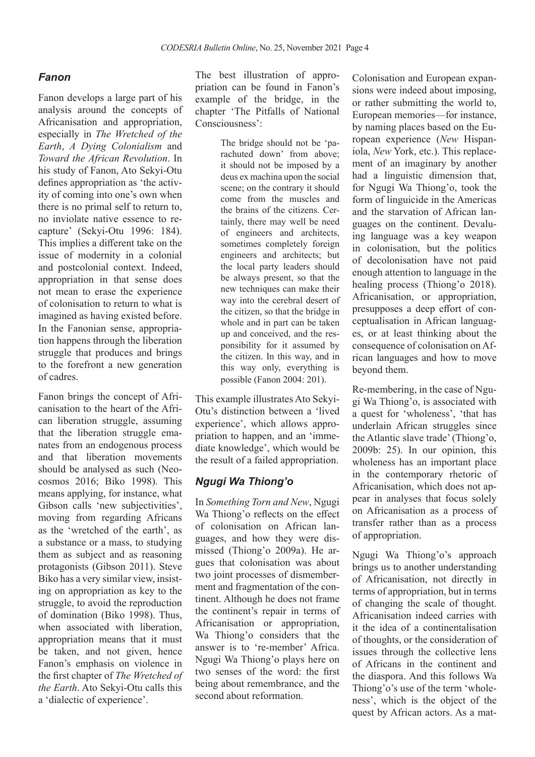### *Fanon*

Fanon develops a large part of his analysis around the concepts of Africanisation and appropriation, especially in *The Wretched of the Earth*, *A Dying Colonialism* and *Toward the African Revolution*. In his study of Fanon, Ato Sekyi-Otu defines appropriation as 'the activity of coming into one's own when there is no primal self to return to, no inviolate native essence to recapture' (Sekyi-Otu 1996: 184). This implies a different take on the issue of modernity in a colonial and postcolonial context. Indeed, appropriation in that sense does not mean to erase the experience of colonisation to return to what is imagined as having existed before. In the Fanonian sense, appropriation happens through the liberation struggle that produces and brings to the forefront a new generation of cadres.

Fanon brings the concept of Africanisation to the heart of the African liberation struggle, assuming that the liberation struggle emanates from an endogenous process and that liberation movements should be analysed as such (Neocosmos 2016; Biko 1998). This means applying, for instance, what Gibson calls 'new subjectivities', moving from regarding Africans as the 'wretched of the earth', as a substance or a mass, to studying them as subject and as reasoning protagonists (Gibson 2011). Steve Biko has a very similar view, insisting on appropriation as key to the struggle, to avoid the reproduction of domination (Biko 1998). Thus, when associated with liberation, appropriation means that it must be taken, and not given, hence Fanon's emphasis on violence in the first chapter of *The Wretched of the Earth*. Ato Sekyi-Otu calls this a 'dialectic of experience'.

The best illustration of appropriation can be found in Fanon's example of the bridge, in the chapter 'The Pitfalls of National Consciousness':

> The bridge should not be 'parachuted down' from above; it should not be imposed by a deus ex machina upon the social scene; on the contrary it should come from the muscles and the brains of the citizens. Certainly, there may well be need of engineers and architects, sometimes completely foreign engineers and architects; but the local party leaders should be always present, so that the new techniques can make their way into the cerebral desert of the citizen, so that the bridge in whole and in part can be taken up and conceived, and the responsibility for it assumed by the citizen. In this way, and in this way only, everything is possible (Fanon 2004: 201).

This example illustrates Ato Sekyi-Otu's distinction between a 'lived experience', which allows appropriation to happen, and an 'immediate knowledge', which would be the result of a failed appropriation.

### *Ngugi Wa Thiong'o*

In *Something Torn and New*, Ngugi Wa Thiong'o reflects on the effect of colonisation on African languages, and how they were dismissed (Thiong'o 2009a). He argues that colonisation was about two joint processes of dismemberment and fragmentation of the continent. Although he does not frame the continent's repair in terms of Africanisation or appropriation, Wa Thiong'o considers that the answer is to 're-member' Africa. Ngugi Wa Thiong'o plays here on two senses of the word: the first being about remembrance, and the second about reformation.

Colonisation and European expansions were indeed about imposing, or rather submitting the world to, European memories—for instance, by naming places based on the European experience (*New* Hispaniola, *New* York, etc.). This replacement of an imaginary by another had a linguistic dimension that, for Ngugi Wa Thiong'o, took the form of linguicide in the Americas and the starvation of African languages on the continent. Devaluing language was a key weapon in colonisation, but the politics of decolonisation have not paid enough attention to language in the healing process (Thiong'o 2018). Africanisation, or appropriation, presupposes a deep effort of conceptualisation in African languages, or at least thinking about the consequence of colonisation on African languages and how to move beyond them.

Re-membering, in the case of Ngugi Wa Thiong'o, is associated with a quest for 'wholeness', 'that has underlain African struggles since the Atlantic slave trade' (Thiong'o, 2009b: 25). In our opinion, this wholeness has an important place in the contemporary rhetoric of Africanisation, which does not appear in analyses that focus solely on Africanisation as a process of transfer rather than as a process of appropriation.

Ngugi Wa Thiong'o's approach brings us to another understanding of Africanisation, not directly in terms of appropriation, but in terms of changing the scale of thought. Africanisation indeed carries with it the idea of a continentalisation of thoughts, or the consideration of issues through the collective lens of Africans in the continent and the diaspora. And this follows Wa Thiong'o's use of the term 'wholeness', which is the object of the quest by African actors. As a mat-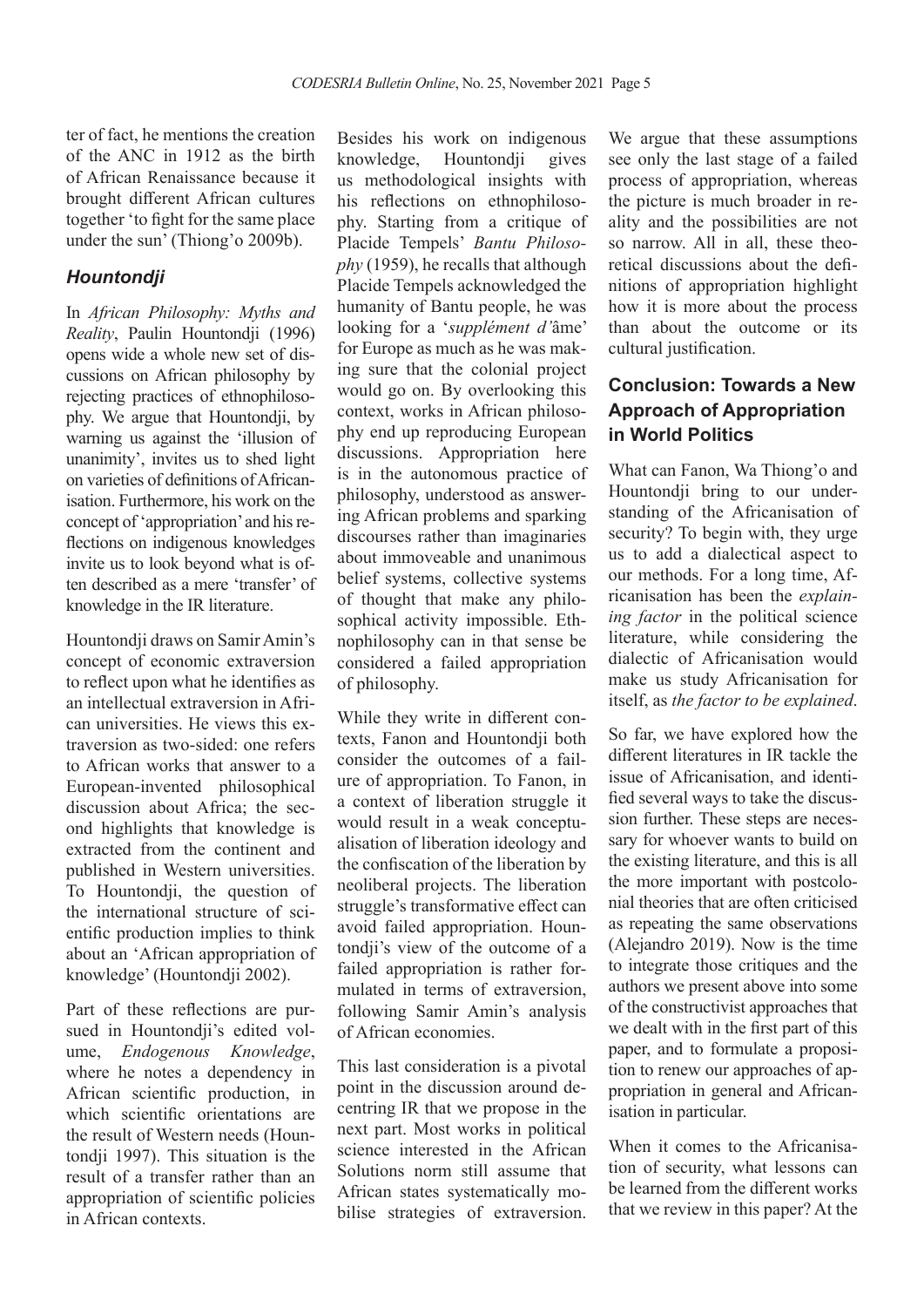ter of fact, he mentions the creation of the ANC in 1912 as the birth of African Renaissance because it brought different African cultures together 'to fight for the same place under the sun' (Thiong'o 2009b).

### *Hountondji*

In *African Philosophy: Myths and Reality*, Paulin Hountondji (1996) opens wide a whole new set of discussions on African philosophy by rejecting practices of ethnophilosophy. We argue that Hountondji, by warning us against the 'illusion of unanimity', invites us to shed light on varieties of definitions of Africanisation. Furthermore, his work on the concept of 'appropriation' and his reflections on indigenous knowledges invite us to look beyond what is often described as a mere 'transfer' of knowledge in the IR literature.

Hountondji draws on Samir Amin's concept of economic extraversion to reflect upon what he identifies as an intellectual extraversion in African universities. He views this extraversion as two-sided: one refers to African works that answer to a European-invented philosophical discussion about Africa; the second highlights that knowledge is extracted from the continent and published in Western universities. To Hountondji, the question of the international structure of scientific production implies to think about an 'African appropriation of knowledge' (Hountondji 2002).

Part of these reflections are pursued in Hountondji's edited volume, *Endogenous Knowledge*, where he notes a dependency in African scientific production, in which scientific orientations are the result of Western needs (Hountondji 1997). This situation is the result of a transfer rather than an appropriation of scientific policies in African contexts.

Besides his work on indigenous knowledge, Hountondji gives us methodological insights with his reflections on ethnophilosophy. Starting from a critique of Placide Tempels' *Bantu Philosophy* (1959), he recalls that although Placide Tempels acknowledged the humanity of Bantu people, he was looking for a '*supplément d'*âme' for Europe as much as he was making sure that the colonial project would go on. By overlooking this context, works in African philosophy end up reproducing European discussions. Appropriation here is in the autonomous practice of philosophy, understood as answering African problems and sparking discourses rather than imaginaries about immoveable and unanimous belief systems, collective systems of thought that make any philosophical activity impossible. Ethnophilosophy can in that sense be considered a failed appropriation of philosophy.

While they write in different contexts, Fanon and Hountondji both consider the outcomes of a failure of appropriation. To Fanon, in a context of liberation struggle it would result in a weak conceptualisation of liberation ideology and the confiscation of the liberation by neoliberal projects. The liberation struggle's transformative effect can avoid failed appropriation. Hountondji's view of the outcome of a failed appropriation is rather formulated in terms of extraversion, following Samir Amin's analysis of African economies.

This last consideration is a pivotal point in the discussion around decentring IR that we propose in the next part. Most works in political science interested in the African Solutions norm still assume that African states systematically mobilise strategies of extraversion. We argue that these assumptions see only the last stage of a failed process of appropriation, whereas the picture is much broader in reality and the possibilities are not so narrow. All in all, these theoretical discussions about the definitions of appropriation highlight how it is more about the process than about the outcome or its cultural justification.

## Conclusion: Towards a New Approach of Appropriation in World Politics

What can Fanon, Wa Thiong'o and Hountondji bring to our understanding of the Africanisation of security? To begin with, they urge us to add a dialectical aspect to our methods. For a long time, Africanisation has been the *explaining factor* in the political science literature, while considering the dialectic of Africanisation would make us study Africanisation for itself, as *the factor to be explained*.

So far, we have explored how the different literatures in IR tackle the issue of Africanisation, and identified several ways to take the discussion further. These steps are necessary for whoever wants to build on the existing literature, and this is all the more important with postcolonial theories that are often criticised as repeating the same observations (Alejandro 2019). Now is the time to integrate those critiques and the authors we present above into some of the constructivist approaches that we dealt with in the first part of this paper, and to formulate a proposition to renew our approaches of appropriation in general and Africanisation in particular.

When it comes to the Africanisation of security, what lessons can be learned from the different works that we review in this paper? At the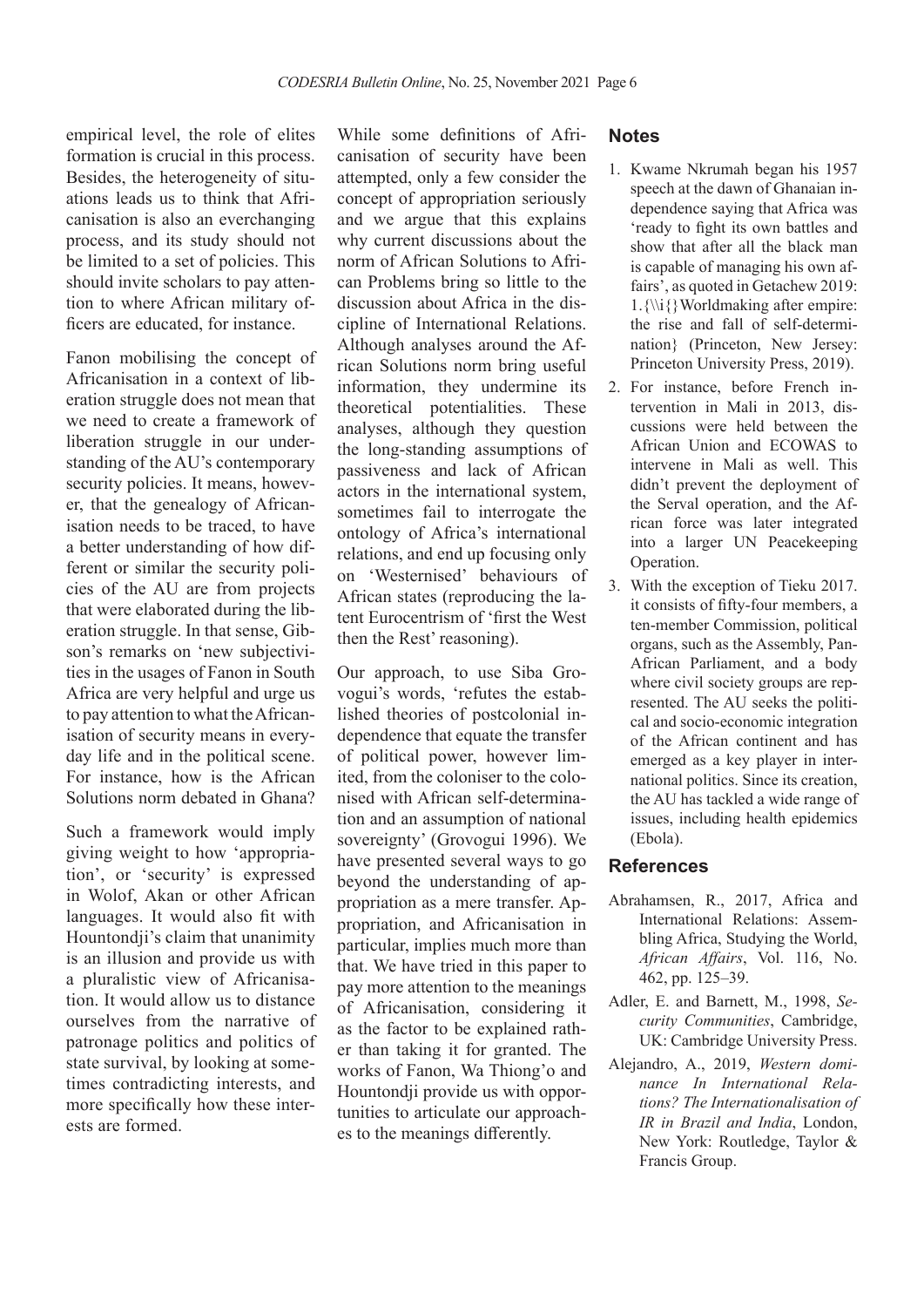empirical level, the role of elites formation is crucial in this process. Besides, the heterogeneity of situations leads us to think that Africanisation is also an everchanging process, and its study should not be limited to a set of policies. This should invite scholars to pay attention to where African military officers are educated, for instance.

Fanon mobilising the concept of Africanisation in a context of liberation struggle does not mean that we need to create a framework of liberation struggle in our understanding of the AU's contemporary security policies. It means, however, that the genealogy of Africanisation needs to be traced, to have a better understanding of how different or similar the security policies of the AU are from projects that were elaborated during the liberation struggle. In that sense, Gibson's remarks on 'new subjectivities in the usages of Fanon in South Africa are very helpful and urge us to pay attention to what the Africanisation of security means in everyday life and in the political scene. For instance, how is the African Solutions norm debated in Ghana?

Such a framework would imply giving weight to how 'appropriation', or 'security' is expressed in Wolof, Akan or other African languages. It would also fit with Hountondji's claim that unanimity is an illusion and provide us with a pluralistic view of Africanisation. It would allow us to distance ourselves from the narrative of patronage politics and politics of state survival, by looking at sometimes contradicting interests, and more specifically how these interests are formed.

While some definitions of Africanisation of security have been attempted, only a few consider the concept of appropriation seriously and we argue that this explains why current discussions about the norm of African Solutions to African Problems bring so little to the discussion about Africa in the discipline of International Relations. Although analyses around the African Solutions norm bring useful information, they undermine its theoretical potentialities. These analyses, although they question the long-standing assumptions of passiveness and lack of African actors in the international system, sometimes fail to interrogate the ontology of Africa's international relations, and end up focusing only on 'Westernised' behaviours of African states (reproducing the latent Eurocentrism of 'first the West then the Rest' reasoning).

Our approach, to use Siba Grovogui's words, 'refutes the established theories of postcolonial independence that equate the transfer of political power, however limited, from the coloniser to the colonised with African self-determination and an assumption of national sovereignty' (Grovogui 1996). We have presented several ways to go beyond the understanding of appropriation as a mere transfer. Appropriation, and Africanisation in particular, implies much more than that. We have tried in this paper to pay more attention to the meanings of Africanisation, considering it as the factor to be explained rather than taking it for granted. The works of Fanon, Wa Thiong'o and Hountondji provide us with opportunities to articulate our approaches to the meanings differently.

## Notes

1. Kwame Nkrumah began his 1957 speech at the dawn of Ghanaian independence saying that Africa was 'ready to fight its own battles and show that after all the black man is capable of managing his own affairs', as quoted in Getachew 2019: 1.{\\i{}Worldmaking after empire: the rise and fall of self-determination} (Princeton, New Jersey: Princeton University Press, 2019).
2. For instance, before French intervention in Mali in 2013, discussions were held between the African Union and ECOWAS to intervene in Mali as well. This didn't prevent the deployment of the Serval operation, and the African force was later integrated into a larger UN Peacekeeping Operation.
3. With the exception of Tieku 2017. it consists of fifty-four members, a ten-member Commission, political organs, such as the Assembly, Pan-African Parliament, and a body where civil society groups are represented. The AU seeks the political and socio-economic integration of the African continent and has emerged as a key player in international politics. Since its creation, the AU has tackled a wide range of issues, including health epidemics (Ebola).

## References

Abrahamsen, R., 2017, Africa and International Relations: Assembling Africa, Studying the World, *African Affairs*, Vol. 116, No. 462, pp. 125–39.

Adler, E. and Barnett, M., 1998, *Security Communities*, Cambridge, UK: Cambridge University Press.

Alejandro, A., 2019, *Western dominance In International Relations? The Internationalisation of IR in Brazil and India*, London, New York: Routledge, Taylor & Francis Group.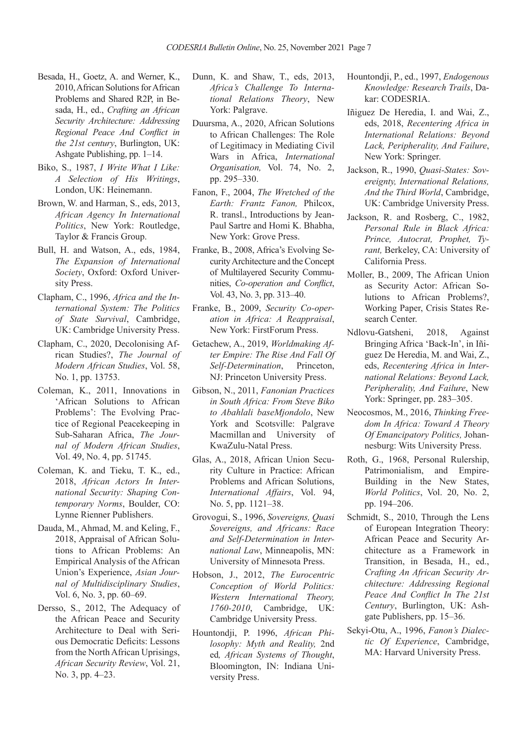Besada, H., Goetz, A. and Werner, K., 2010, African Solutions for African Problems and Shared R2P, in Besada, H., ed., *Crafting an African Security Architecture: Addressing Regional Peace And Conflict in the 21st century*, Burlington, UK: Ashgate Publishing, pp. 1–14.

Biko, S., 1987, *I Write What I Like: A Selection of His Writings*, London, UK: Heinemann.

Brown, W. and Harman, S., eds, 2013, *African Agency In International Politics*, New York: Routledge, Taylor & Francis Group.

Bull, H. and Watson, A., eds, 1984, *The Expansion of International Society*, Oxford: Oxford University Press.

Clapham, C., 1996, *Africa and the International System: The Politics of State Survival*, Cambridge, UK: Cambridge University Press.

Clapham, C., 2020, Decolonising African Studies?, *The Journal of Modern African Studies*, Vol. 58, No. 1, pp. 13753.

Coleman, K., 2011, Innovations in 'African Solutions to African Problems': The Evolving Practice of Regional Peacekeeping in Sub-Saharan Africa, *The Journal of Modern African Studies*, Vol. 49, No. 4, pp. 51745.

Coleman, K. and Tieku, T. K., ed., 2018, *African Actors In International Security: Shaping Contemporary Norms*, Boulder, CO: Lynne Rienner Publishers.

Dauda, M., Ahmad, M. and Keling, F., 2018, Appraisal of African Solutions to African Problems: An Empirical Analysis of the African Union's Experience, *Asian Journal of Multidisciplinary Studies*, Vol. 6, No. 3, pp. 60–69.

Dersso, S., 2012, The Adequacy of the African Peace and Security Architecture to Deal with Serious Democratic Deficits: Lessons from the North African Uprisings, *African Security Review*, Vol. 21, No. 3, pp. 4–23.

Dunn, K. and Shaw, T., eds, 2013, *Africa's Challenge To International Relations Theory*, New York: Palgrave.

Duursma, A., 2020, African Solutions to African Challenges: The Role of Legitimacy in Mediating Civil Wars in Africa, *International Organisation,* Vol. 74, No. 2, pp. 295–330.

Fanon, F., 2004, *The Wretched of the Earth: Frantz Fanon,* Philcox, R. transl., Introductions by Jean-Paul Sartre and Homi K. Bhabha, New York: Grove Press.

Franke, B., 2008, Africa's Evolving Security Architecture and the Concept of Multilayered Security Communities, *Co-operation and Conflict*, Vol. 43, No. 3, pp. 313–40.

Franke, B., 2009, *Security Co-operation in Africa: A Reappraisal*, New York: FirstForum Press.

Getachew, A., 2019, *Worldmaking After Empire: The Rise And Fall Of Self-Determination*, Princeton, NJ: Princeton University Press.

Gibson, N., 2011, *Fanonian Practices in South Africa: From Steve Biko to Abahlali baseMjondolo*, New York and Scotsville: Palgrave Macmillan and University of KwaZulu-Natal Press.

Glas, A., 2018, African Union Security Culture in Practice: African Problems and African Solutions, *International Affairs*, Vol. 94, No. 5, pp. 1121–38.

Grovogui, S., 1996, *Sovereigns, Quasi Sovereigns, and Africans: Race and Self-Determination in International Law*, Minneapolis, MN: University of Minnesota Press.

Hobson, J., 2012, *The Eurocentric Conception of World Politics: Western International Theory, 1760-2010*, Cambridge, UK: Cambridge University Press.

Hountondji, P. 1996, *African Philosophy: Myth and Reality,* 2nd ed*, African Systems of Thought*, Bloomington, IN: Indiana University Press.

Hountondji, P., ed., 1997, *Endogenous Knowledge: Research Trails*, Dakar: CODESRIA.

Iñiguez De Heredia, I. and Wai, Z., eds, 2018, *Recentering Africa in International Relations: Beyond Lack, Peripherality, And Failure*, New York: Springer.

Jackson, R., 1990, *Quasi-States: Sovereignty, International Relations, And the Third World*, Cambridge, UK: Cambridge University Press.

Jackson, R. and Rosberg, C., 1982, *Personal Rule in Black Africa: Prince, Autocrat, Prophet, Tyrant,* Berkeley, CA: University of California Press.

Moller, B., 2009, The African Union as Security Actor: African Solutions to African Problems?, Working Paper, Crisis States Research Center.

Ndlovu-Gatsheni, 2018, Against Bringing Africa 'Back-In', in Iñiguez De Heredia, M. and Wai, Z., eds, *Recentering Africa in International Relations: Beyond Lack, Peripherality, And Failure*, New York: Springer, pp. 283–305.

Neocosmos, M., 2016, *Thinking Freedom In Africa: Toward A Theory Of Emancipatory Politics,* Johannesburg: Wits University Press.

Roth, G., 1968, Personal Rulership, Patrimonialism, and Empire-Building in the New States, *World Politics*, Vol. 20, No. 2, pp. 194–206.

Schmidt, S., 2010, Through the Lens of European Integration Theory: African Peace and Security Architecture as a Framework in Transition, in Besada, H., ed., *Crafting An African Security Architecture: Addressing Regional Peace And Conflict In The 21st Century*, Burlington, UK: Ashgate Publishers, pp. 15–36.

Sekyi-Otu, A., 1996, *Fanon's Dialectic Of Experience*, Cambridge, MA: Harvard University Press.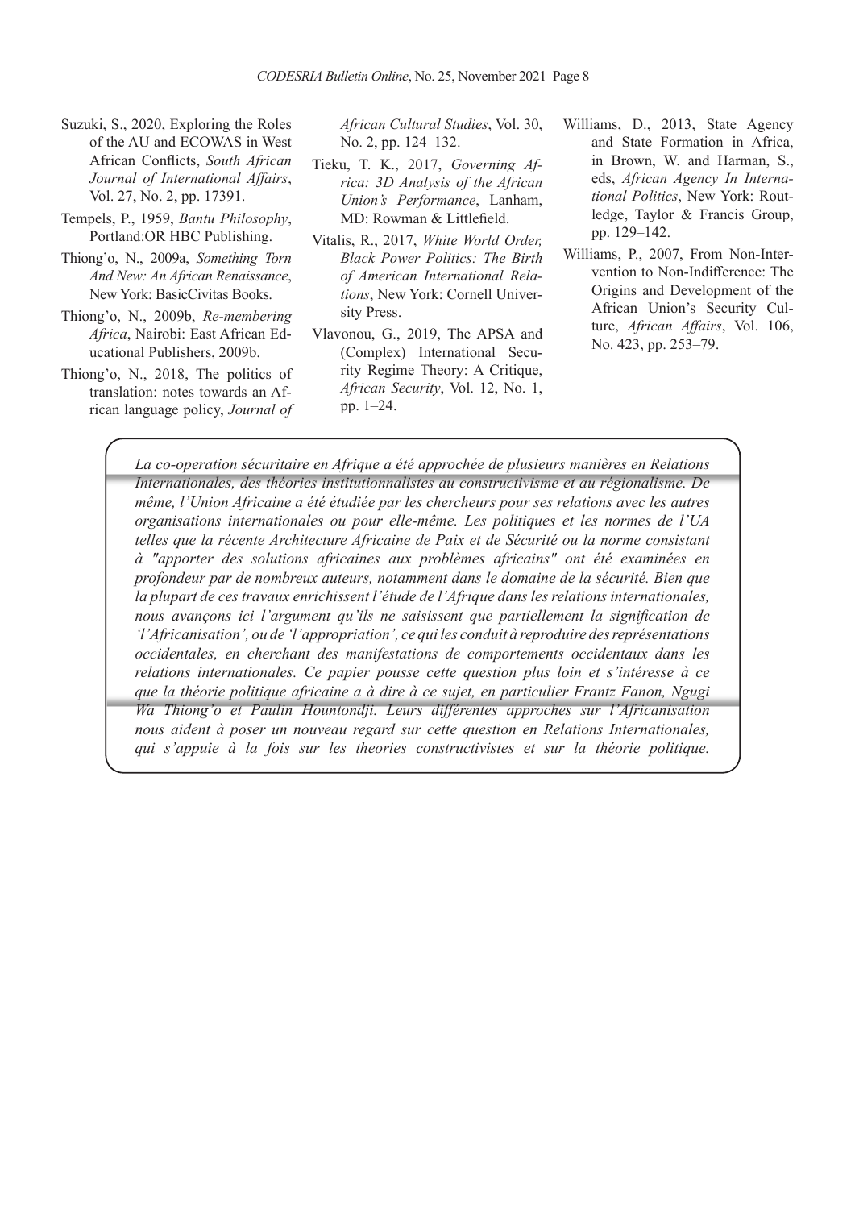Suzuki, S., 2020, Exploring the Roles of the AU and ECOWAS in West African Conflicts, *South African Journal of International Affairs*, Vol. 27, No. 2, pp. 17391.

Tempels, P., 1959, *Bantu Philosophy*, Portland:OR HBC Publishing.

Thiong'o, N., 2009a, *Something Torn And New: An African Renaissance*, New York: BasicCivitas Books.

Thiong'o, N., 2009b, *Re-membering Africa*, Nairobi: East African Educational Publishers, 2009b.

Thiong'o, N., 2018, The politics of translation: notes towards an African language policy, *Journal of African Cultural Studies*, Vol. 30, No. 2, pp. 124–132.

Tieku, T. K., 2017, *Governing Africa: 3D Analysis of the African Union's Performance*, Lanham, MD: Rowman & Littlefield.

Vitalis, R., 2017, *White World Order, Black Power Politics: The Birth of American International Relations*, New York: Cornell University Press.

Vlavonou, G., 2019, The APSA and (Complex) International Security Regime Theory: A Critique, *African Security*, Vol. 12, No. 1, pp. 1–24.

Williams, D., 2013, State Agency and State Formation in Africa, in Brown, W. and Harman, S., eds, *African Agency In International Politics*, New York: Routledge, Taylor & Francis Group, pp. 129–142.

Williams, P., 2007, From Non-Intervention to Non-Indifference: The Origins and Development of the African Union's Security Culture, *African Affairs*, Vol. 106, No. 423, pp. 253–79.

*La co-operation sécuritaire en Afrique a été approchée de plusieurs manières en Relations Internationales, des théories institutionnalistes au constructivisme et au régionalisme. De même, l'Union Africaine a été étudiée par les chercheurs pour ses relations avec les autres organisations internationales ou pour elle-même. Les politiques et les normes de l'UA telles que la récente Architecture Africaine de Paix et de Sécurité ou la norme consistant à "apporter des solutions africaines aux problèmes africains" ont été examinées en profondeur par de nombreux auteurs, notamment dans le domaine de la sécurité. Bien que la plupart de ces travaux enrichissent l'étude de l'Afrique dans les relations internationales, nous avançons ici l'argument qu'ils ne saisissent que partiellement la signification de 'l'Africanisation', ou de 'l'appropriation', ce qui les conduit à reproduire des représentations occidentales, en cherchant des manifestations de comportements occidentaux dans les relations internationales. Ce papier pousse cette question plus loin et s'intéresse à ce que la théorie politique africaine a à dire à ce sujet, en particulier Frantz Fanon, Ngugi Wa Thiong'o et Paulin Hountondji. Leurs différentes approches sur l'Africanisation nous aident à poser un nouveau regard sur cette question en Relations Internationales, qui s'appuie à la fois sur les theories constructivistes et sur la théorie politique.*